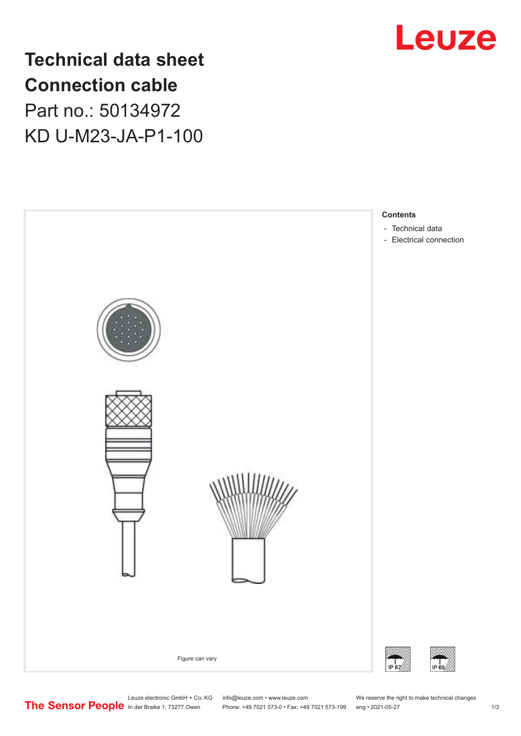# Technical data sheet
# Connection cable
## Part no.: 50134972
## KD U-M23-JA-P1-100

Figure can vary

**Contents**

- Technical data
- Electrical connection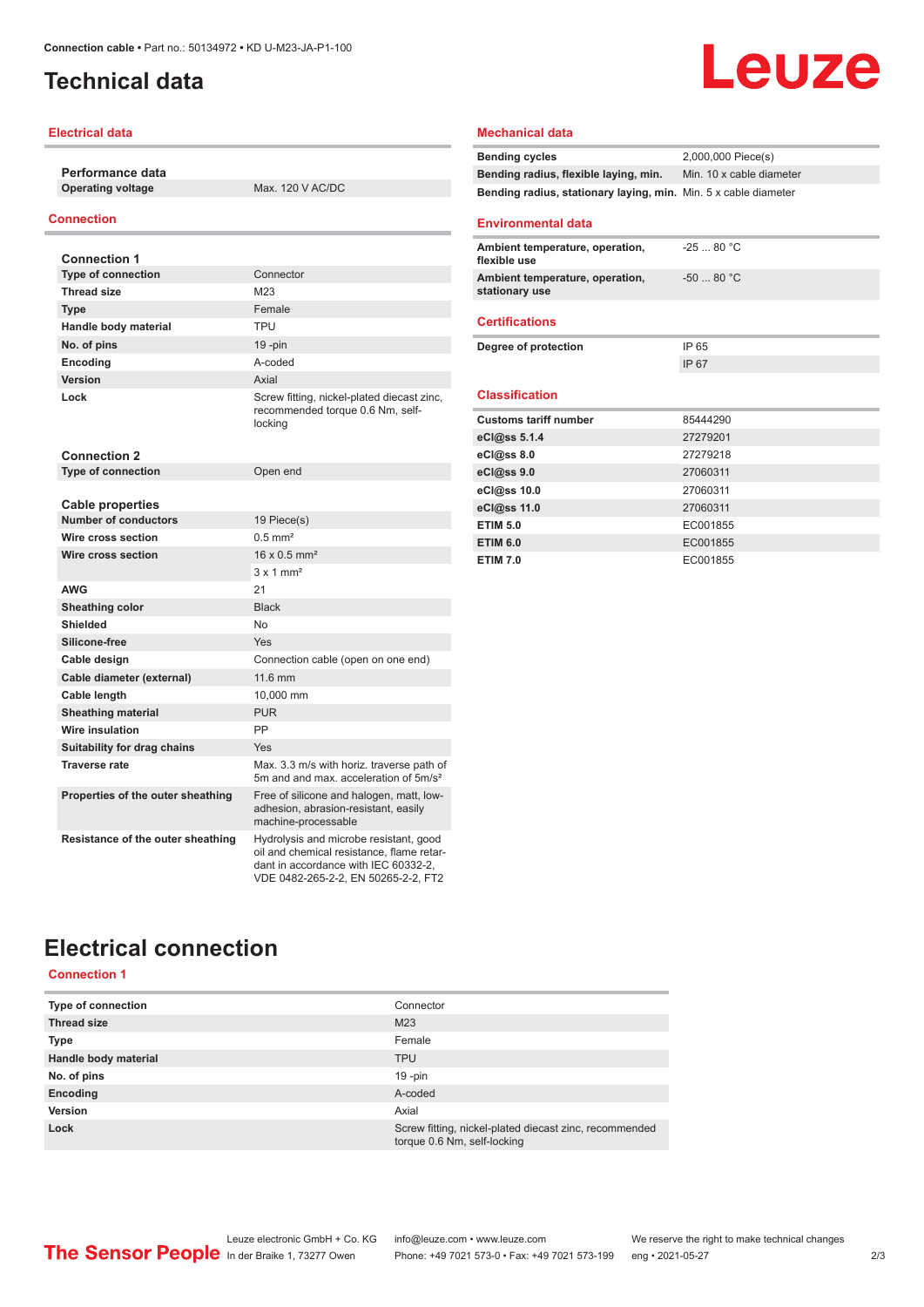# Technical data

## Electrical data

| Performance data | |
|---|---|
| **Operating voltage** | Max. 120 V AC/DC |

## Connection

| Connection 1 | |
|---|---|
| **Type of connection** | Connector |
| **Thread size** | M23 |
| **Type** | Female |
| **Handle body material** | TPU |
| **No. of pins** | 19 -pin |
| **Encoding** | A-coded |
| **Version** | Axial |
| **Lock** | Screw fitting, nickel-plated diecast zinc, recommended torque 0.6 Nm, self-locking |

| Connection 2 | |
|---|---|
| **Type of connection** | Open end |

| Cable properties | |
|---|---|
| **Number of conductors** | 19 Piece(s) |
| **Wire cross section** | 0.5 mm² |
| **Wire cross section** | 16 x 0.5 mm² |
| | 3 x 1 mm² |
| **AWG** | 21 |
| **Sheathing color** | Black |
| **Shielded** | No |
| **Silicone-free** | Yes |
| **Cable design** | Connection cable (open on one end) |
| **Cable diameter (external)** | 11.6 mm |
| **Cable length** | 10,000 mm |
| **Sheathing material** | PUR |
| **Wire insulation** | PP |
| **Suitability for drag chains** | Yes |
| **Traverse rate** | Max. 3.3 m/s with horiz. traverse path of 5m and and max. acceleration of 5m/s² |
| **Properties of the outer sheathing** | Free of silicone and halogen, matt, low-adhesion, abrasion-resistant, easily machine-processable |
| **Resistance of the outer sheathing** | Hydrolysis and microbe resistant, good oil and chemical resistance, flame retardant in accordance with IEC 60332-2, VDE 0482-265-2-2, EN 50265-2-2, FT2 |

## Mechanical data

| | |
|---|---|
| **Bending cycles** | 2,000,000 Piece(s) |
| **Bending radius, flexible laying, min.** | Min. 10 x cable diameter |
| **Bending radius, stationary laying, min.** | Min. 5 x cable diameter |

## Environmental data

| | |
|---|---|
| **Ambient temperature, operation, flexible use** | -25 ... 80 °C |
| **Ambient temperature, operation, stationary use** | -50 ... 80 °C |

## Certifications

| | |
|---|---|
| **Degree of protection** | IP 65 |
| | IP 67 |

## Classification

| | |
|---|---|
| **Customs tariff number** | 85444290 |
| **eCl@ss 5.1.4** | 27279201 |
| **eCl@ss 8.0** | 27279218 |
| **eCl@ss 9.0** | 27060311 |
| **eCl@ss 10.0** | 27060311 |
| **eCl@ss 11.0** | 27060311 |
| **ETIM 5.0** | EC001855 |
| **ETIM 6.0** | EC001855 |
| **ETIM 7.0** | EC001855 |

# Electrical connection

## Connection 1

| | |
|---|---|
| **Type of connection** | Connector |
| **Thread size** | M23 |
| **Type** | Female |
| **Handle body material** | TPU |
| **No. of pins** | 19 -pin |
| **Encoding** | A-coded |
| **Version** | Axial |
| **Lock** | Screw fitting, nickel-plated diecast zinc, recommended torque 0.6 Nm, self-locking |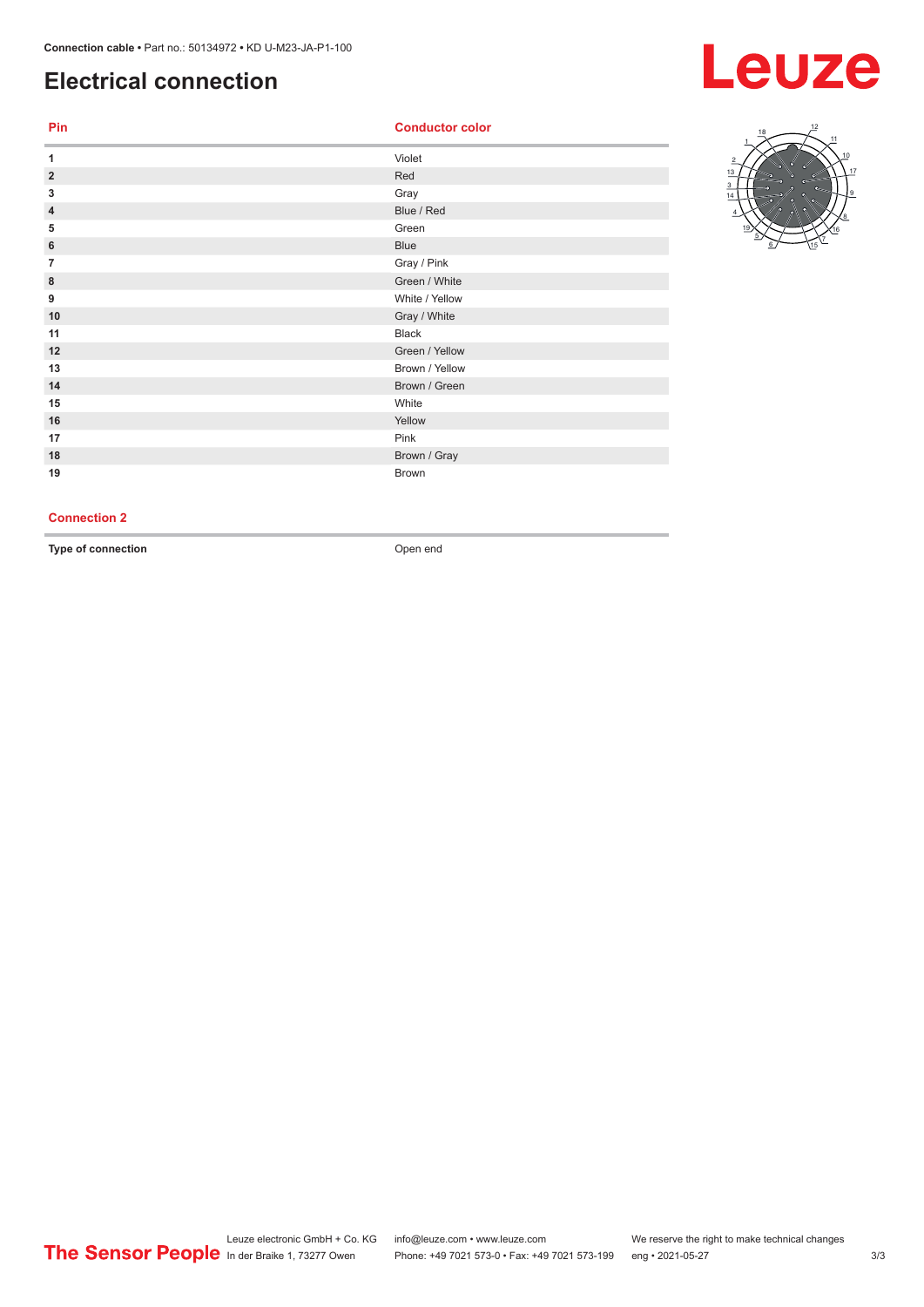## Electrical connection

| Pin | Conductor color |
|---|---|
| 1 | Violet |
| 2 | Red |
| 3 | Gray |
| 4 | Blue / Red |
| 5 | Green |
| 6 | Blue |
| 7 | Gray / Pink |
| 8 | Green / White |
| 9 | White / Yellow |
| 10 | Gray / White |
| 11 | Black |
| 12 | Green / Yellow |
| 13 | Brown / Yellow |
| 14 | Brown / Green |
| 15 | White |
| 16 | Yellow |
| 17 | Pink |
| 18 | Brown / Gray |
| 19 | Brown |

### Connection 2

| | |
|---|---|
| **Type of connection** | Open end |